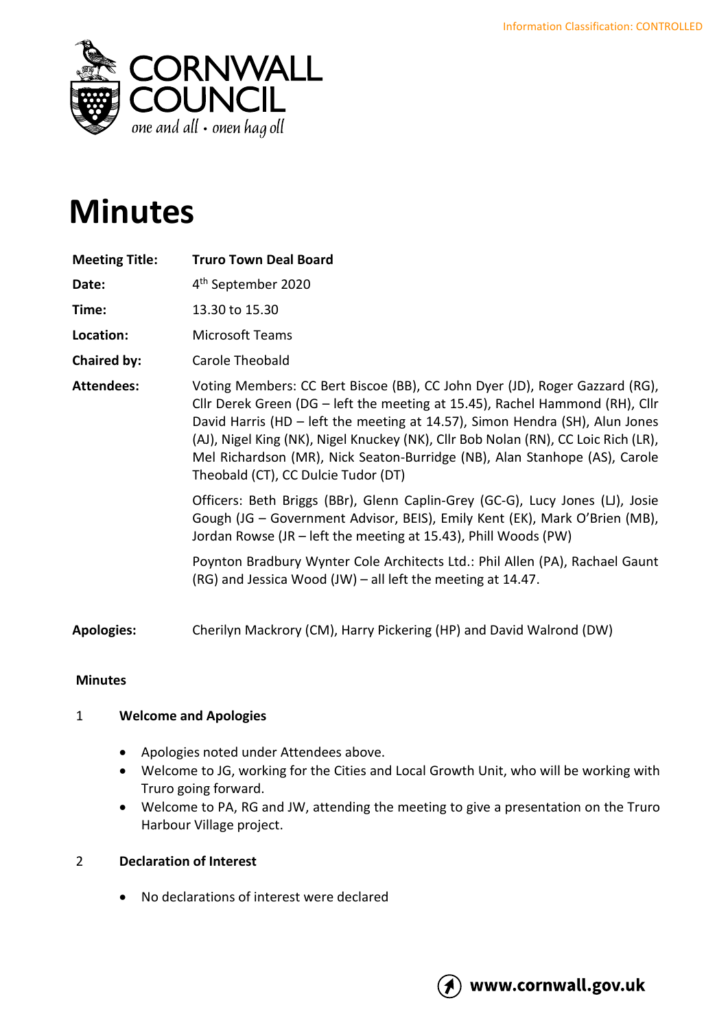Information Classification: CONTROLLED

CORNWALL COUNCIL

*one and all • onen hag oll*

# Minutes

| | |
|---|---|
| **Meeting Title:** | **Truro Town Deal Board** |
| **Date:** | 4th September 2020 |
| **Time:** | 13.30 to 15.30 |
| **Location:** | Microsoft Teams |
| **Chaired by:** | Carole Theobald |
| **Attendees:** | Voting Members: CC Bert Biscoe (BB), CC John Dyer (JD), Roger Gazzard (RG), Cllr Derek Green (DG – left the meeting at 15.45), Rachel Hammond (RH), Cllr David Harris (HD – left the meeting at 14.57), Simon Hendra (SH), Alun Jones (AJ), Nigel King (NK), Nigel Knuckey (NK), Cllr Bob Nolan (RN), CC Loic Rich (LR), Mel Richardson (MR), Nick Seaton-Burridge (NB), Alan Stanhope (AS), Carole Theobald (CT), CC Dulcie Tudor (DT) |
| | Officers: Beth Briggs (BBr), Glenn Caplin-Grey (GC-G), Lucy Jones (LJ), Josie Gough (JG – Government Advisor, BEIS), Emily Kent (EK), Mark O'Brien (MB), Jordan Rowse (JR – left the meeting at 15.43), Phill Woods (PW) |
| | Poynton Bradbury Wynter Cole Architects Ltd.: Phil Allen (PA), Rachael Gaunt (RG) and Jessica Wood (JW) – all left the meeting at 14.47. |
| **Apologies:** | Cherilyn Mackrory (CM), Harry Pickering (HP) and David Walrond (DW) |

**Minutes**

1 **Welcome and Apologies**

- Apologies noted under Attendees above.
- Welcome to JG, working for the Cities and Local Growth Unit, who will be working with Truro going forward.
- Welcome to PA, RG and JW, attending the meeting to give a presentation on the Truro Harbour Village project.

2 **Declaration of Interest**

- No declarations of interest were declared

www.cornwall.gov.uk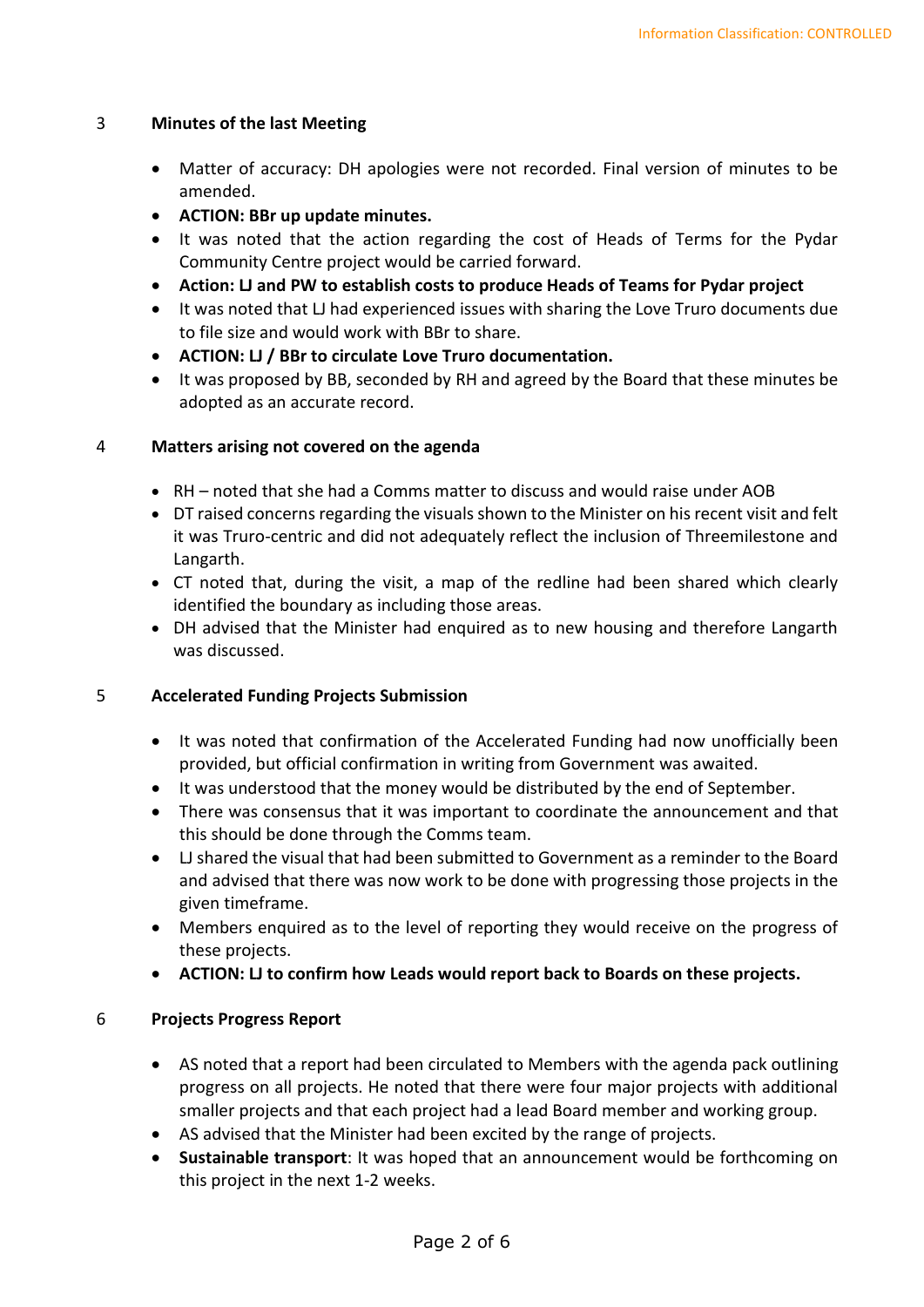## 3 Minutes of the last Meeting

- Matter of accuracy: DH apologies were not recorded. Final version of minutes to be amended.
- **ACTION: BBr up update minutes.**
- It was noted that the action regarding the cost of Heads of Terms for the Pydar Community Centre project would be carried forward.
- **Action: LJ and PW to establish costs to produce Heads of Teams for Pydar project**
- It was noted that LJ had experienced issues with sharing the Love Truro documents due to file size and would work with BBr to share.
- **ACTION: LJ / BBr to circulate Love Truro documentation.**
- It was proposed by BB, seconded by RH and agreed by the Board that these minutes be adopted as an accurate record.

## 4 Matters arising not covered on the agenda

- RH – noted that she had a Comms matter to discuss and would raise under AOB
- DT raised concerns regarding the visuals shown to the Minister on his recent visit and felt it was Truro-centric and did not adequately reflect the inclusion of Threemilestone and Langarth.
- CT noted that, during the visit, a map of the redline had been shared which clearly identified the boundary as including those areas.
- DH advised that the Minister had enquired as to new housing and therefore Langarth was discussed.

## 5 Accelerated Funding Projects Submission

- It was noted that confirmation of the Accelerated Funding had now unofficially been provided, but official confirmation in writing from Government was awaited.
- It was understood that the money would be distributed by the end of September.
- There was consensus that it was important to coordinate the announcement and that this should be done through the Comms team.
- LJ shared the visual that had been submitted to Government as a reminder to the Board and advised that there was now work to be done with progressing those projects in the given timeframe.
- Members enquired as to the level of reporting they would receive on the progress of these projects.
- **ACTION: LJ to confirm how Leads would report back to Boards on these projects.**

## 6 Projects Progress Report

- AS noted that a report had been circulated to Members with the agenda pack outlining progress on all projects. He noted that there were four major projects with additional smaller projects and that each project had a lead Board member and working group.
- AS advised that the Minister had been excited by the range of projects.
- **Sustainable transport**: It was hoped that an announcement would be forthcoming on this project in the next 1-2 weeks.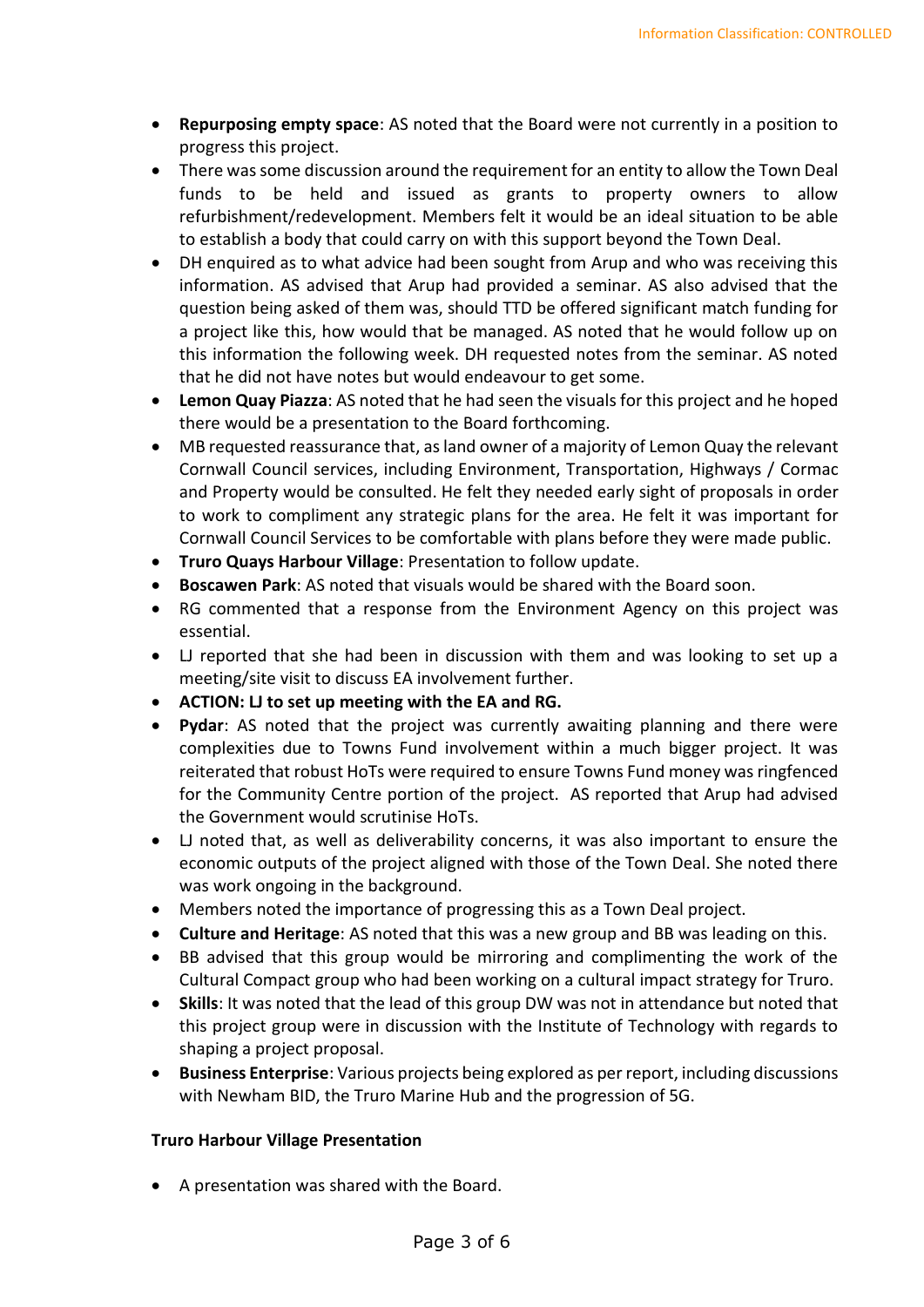- **Repurposing empty space**: AS noted that the Board were not currently in a position to progress this project.
- There was some discussion around the requirement for an entity to allow the Town Deal funds to be held and issued as grants to property owners to allow refurbishment/redevelopment. Members felt it would be an ideal situation to be able to establish a body that could carry on with this support beyond the Town Deal.
- DH enquired as to what advice had been sought from Arup and who was receiving this information. AS advised that Arup had provided a seminar. AS also advised that the question being asked of them was, should TTD be offered significant match funding for a project like this, how would that be managed. AS noted that he would follow up on this information the following week. DH requested notes from the seminar. AS noted that he did not have notes but would endeavour to get some.
- **Lemon Quay Piazza**: AS noted that he had seen the visuals for this project and he hoped there would be a presentation to the Board forthcoming.
- MB requested reassurance that, as land owner of a majority of Lemon Quay the relevant Cornwall Council services, including Environment, Transportation, Highways / Cormac and Property would be consulted. He felt they needed early sight of proposals in order to work to compliment any strategic plans for the area. He felt it was important for Cornwall Council Services to be comfortable with plans before they were made public.
- **Truro Quays Harbour Village**: Presentation to follow update.
- **Boscawen Park**: AS noted that visuals would be shared with the Board soon.
- RG commented that a response from the Environment Agency on this project was essential.
- LJ reported that she had been in discussion with them and was looking to set up a meeting/site visit to discuss EA involvement further.
- **ACTION: LJ to set up meeting with the EA and RG.**
- **Pydar**: AS noted that the project was currently awaiting planning and there were complexities due to Towns Fund involvement within a much bigger project. It was reiterated that robust HoTs were required to ensure Towns Fund money was ringfenced for the Community Centre portion of the project. AS reported that Arup had advised the Government would scrutinise HoTs.
- LJ noted that, as well as deliverability concerns, it was also important to ensure the economic outputs of the project aligned with those of the Town Deal. She noted there was work ongoing in the background.
- Members noted the importance of progressing this as a Town Deal project.
- **Culture and Heritage**: AS noted that this was a new group and BB was leading on this.
- BB advised that this group would be mirroring and complimenting the work of the Cultural Compact group who had been working on a cultural impact strategy for Truro.
- **Skills**: It was noted that the lead of this group DW was not in attendance but noted that this project group were in discussion with the Institute of Technology with regards to shaping a project proposal.
- **Business Enterprise**: Various projects being explored as per report, including discussions with Newham BID, the Truro Marine Hub and the progression of 5G.

**Truro Harbour Village Presentation**

- A presentation was shared with the Board.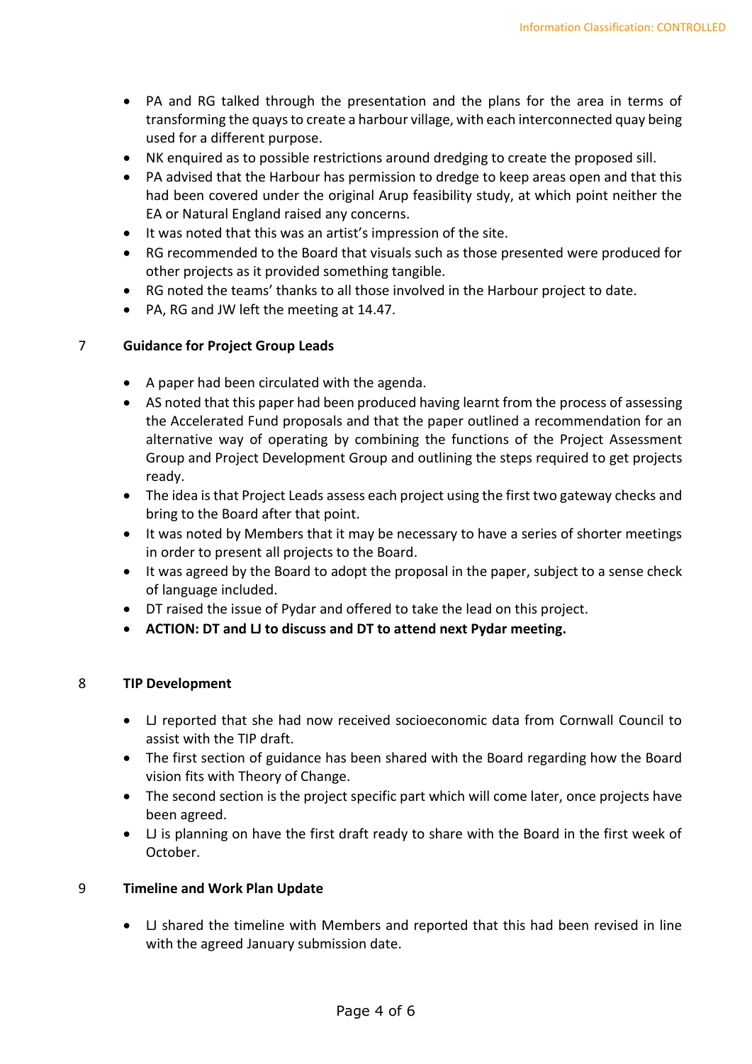- PA and RG talked through the presentation and the plans for the area in terms of transforming the quays to create a harbour village, with each interconnected quay being used for a different purpose.
- NK enquired as to possible restrictions around dredging to create the proposed sill.
- PA advised that the Harbour has permission to dredge to keep areas open and that this had been covered under the original Arup feasibility study, at which point neither the EA or Natural England raised any concerns.
- It was noted that this was an artist's impression of the site.
- RG recommended to the Board that visuals such as those presented were produced for other projects as it provided something tangible.
- RG noted the teams' thanks to all those involved in the Harbour project to date.
- PA, RG and JW left the meeting at 14.47.

## 7 Guidance for Project Group Leads

- A paper had been circulated with the agenda.
- AS noted that this paper had been produced having learnt from the process of assessing the Accelerated Fund proposals and that the paper outlined a recommendation for an alternative way of operating by combining the functions of the Project Assessment Group and Project Development Group and outlining the steps required to get projects ready.
- The idea is that Project Leads assess each project using the first two gateway checks and bring to the Board after that point.
- It was noted by Members that it may be necessary to have a series of shorter meetings in order to present all projects to the Board.
- It was agreed by the Board to adopt the proposal in the paper, subject to a sense check of language included.
- DT raised the issue of Pydar and offered to take the lead on this project.
- **ACTION: DT and LJ to discuss and DT to attend next Pydar meeting.**

## 8 TIP Development

- LJ reported that she had now received socioeconomic data from Cornwall Council to assist with the TIP draft.
- The first section of guidance has been shared with the Board regarding how the Board vision fits with Theory of Change.
- The second section is the project specific part which will come later, once projects have been agreed.
- LJ is planning on have the first draft ready to share with the Board in the first week of October.

## 9 Timeline and Work Plan Update

- LJ shared the timeline with Members and reported that this had been revised in line with the agreed January submission date.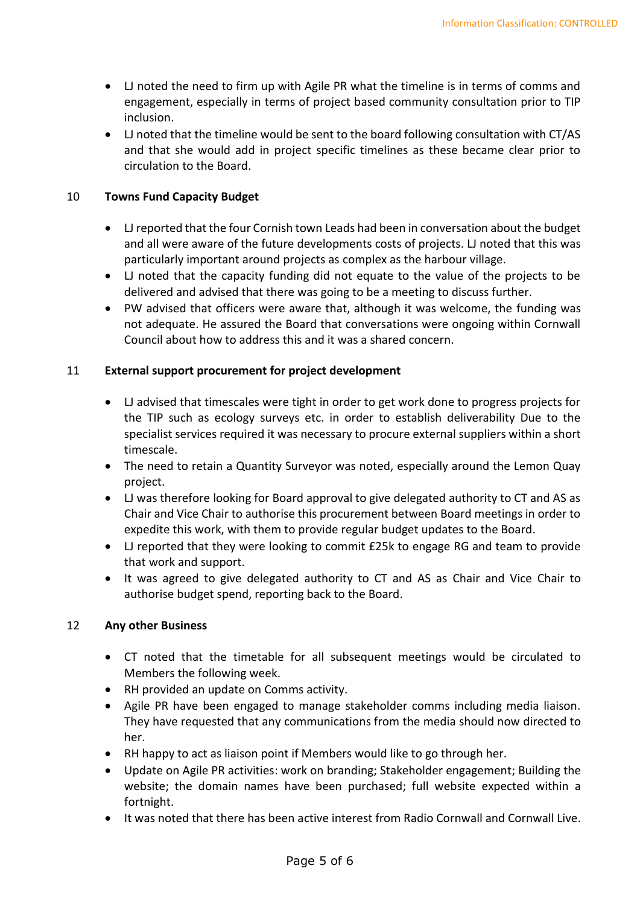- LJ noted the need to firm up with Agile PR what the timeline is in terms of comms and engagement, especially in terms of project based community consultation prior to TIP inclusion.
- LJ noted that the timeline would be sent to the board following consultation with CT/AS and that she would add in project specific timelines as these became clear prior to circulation to the Board.

## 10 Towns Fund Capacity Budget

- LJ reported that the four Cornish town Leads had been in conversation about the budget and all were aware of the future developments costs of projects. LJ noted that this was particularly important around projects as complex as the harbour village.
- LJ noted that the capacity funding did not equate to the value of the projects to be delivered and advised that there was going to be a meeting to discuss further.
- PW advised that officers were aware that, although it was welcome, the funding was not adequate. He assured the Board that conversations were ongoing within Cornwall Council about how to address this and it was a shared concern.

## 11 External support procurement for project development

- LJ advised that timescales were tight in order to get work done to progress projects for the TIP such as ecology surveys etc. in order to establish deliverability Due to the specialist services required it was necessary to procure external suppliers within a short timescale.
- The need to retain a Quantity Surveyor was noted, especially around the Lemon Quay project.
- LJ was therefore looking for Board approval to give delegated authority to CT and AS as Chair and Vice Chair to authorise this procurement between Board meetings in order to expedite this work, with them to provide regular budget updates to the Board.
- LJ reported that they were looking to commit £25k to engage RG and team to provide that work and support.
- It was agreed to give delegated authority to CT and AS as Chair and Vice Chair to authorise budget spend, reporting back to the Board.

## 12 Any other Business

- CT noted that the timetable for all subsequent meetings would be circulated to Members the following week.
- RH provided an update on Comms activity.
- Agile PR have been engaged to manage stakeholder comms including media liaison. They have requested that any communications from the media should now directed to her.
- RH happy to act as liaison point if Members would like to go through her.
- Update on Agile PR activities: work on branding; Stakeholder engagement; Building the website; the domain names have been purchased; full website expected within a fortnight.
- It was noted that there has been active interest from Radio Cornwall and Cornwall Live.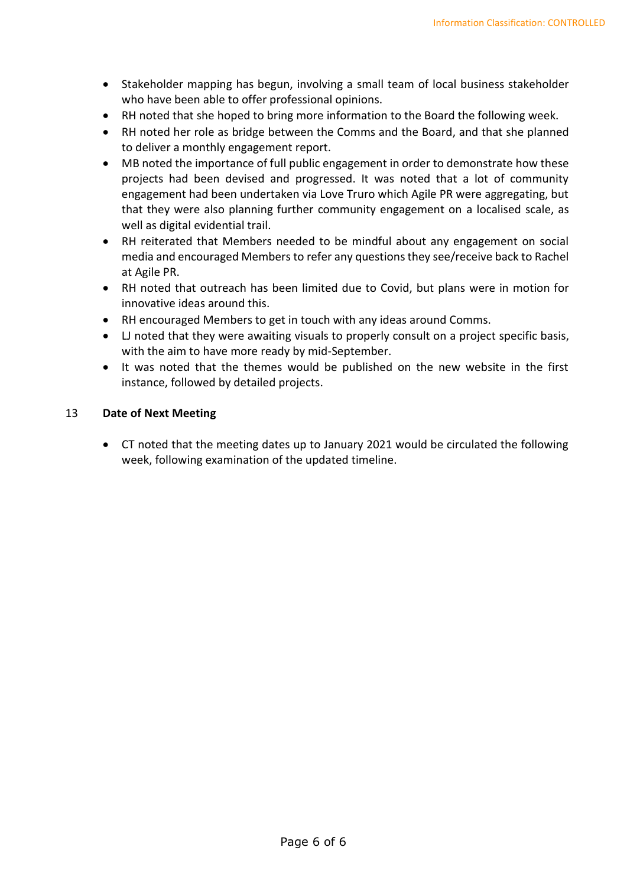- Stakeholder mapping has begun, involving a small team of local business stakeholder who have been able to offer professional opinions.
- RH noted that she hoped to bring more information to the Board the following week.
- RH noted her role as bridge between the Comms and the Board, and that she planned to deliver a monthly engagement report.
- MB noted the importance of full public engagement in order to demonstrate how these projects had been devised and progressed. It was noted that a lot of community engagement had been undertaken via Love Truro which Agile PR were aggregating, but that they were also planning further community engagement on a localised scale, as well as digital evidential trail.
- RH reiterated that Members needed to be mindful about any engagement on social media and encouraged Members to refer any questions they see/receive back to Rachel at Agile PR.
- RH noted that outreach has been limited due to Covid, but plans were in motion for innovative ideas around this.
- RH encouraged Members to get in touch with any ideas around Comms.
- LJ noted that they were awaiting visuals to properly consult on a project specific basis, with the aim to have more ready by mid-September.
- It was noted that the themes would be published on the new website in the first instance, followed by detailed projects.

## 13 Date of Next Meeting

- CT noted that the meeting dates up to January 2021 would be circulated the following week, following examination of the updated timeline.